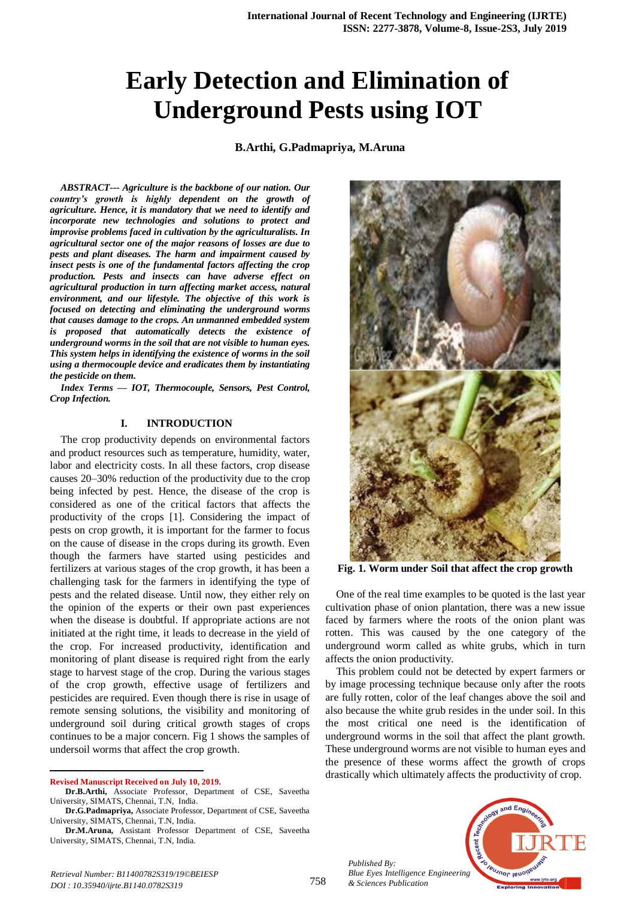# Early Detection and Elimination of Underground Pests using IOT

**B.Arthi, G.Padmapriya, M.Aruna**

***ABSTRACT--- Agriculture is the backbone of our nation. Our country's growth is highly dependent on the growth of agriculture. Hence, it is mandatory that we need to identify and incorporate new technologies and solutions to protect and improvise problems faced in cultivation by the agriculturalists. In agricultural sector one of the major reasons of losses are due to pests and plant diseases. The harm and impairment caused by insect pests is one of the fundamental factors affecting the crop production. Pests and insects can have adverse effect on agricultural production in turn affecting market access, natural environment, and our lifestyle. The objective of this work is focused on detecting and eliminating the underground worms that causes damage to the crops. An unmanned embedded system is proposed that automatically detects the existence of underground worms in the soil that are not visible to human eyes. This system helps in identifying the existence of worms in the soil using a thermocouple device and eradicates them by instantiating the pesticide on them.***

***Index Terms — IOT, Thermocouple, Sensors, Pest Control, Crop Infection.***

## I. INTRODUCTION

The crop productivity depends on environmental factors and product resources such as temperature, humidity, water, labor and electricity costs. In all these factors, crop disease causes 20–30% reduction of the productivity due to the crop being infected by pest. Hence, the disease of the crop is considered as one of the critical factors that affects the productivity of the crops [1]. Considering the impact of pests on crop growth, it is important for the farmer to focus on the cause of disease in the crops during its growth. Even though the farmers have started using pesticides and fertilizers at various stages of the crop growth, it has been a challenging task for the farmers in identifying the type of pests and the related disease. Until now, they either rely on the opinion of the experts or their own past experiences when the disease is doubtful. If appropriate actions are not initiated at the right time, it leads to decrease in the yield of the crop. For increased productivity, identification and monitoring of plant disease is required right from the early stage to harvest stage of the crop. During the various stages of the crop growth, effective usage of fertilizers and pesticides are required. Even though there is rise in usage of remote sensing solutions, the visibility and monitoring of underground soil during critical growth stages of crops continues to be a major concern. Fig 1 shows the samples of undersoil worms that affect the crop growth.

**Fig. 1. Worm under Soil that affect the crop growth**

One of the real time examples to be quoted is the last year cultivation phase of onion plantation, there was a new issue faced by farmers where the roots of the onion plant was rotten. This was caused by the one category of the underground worm called as white grubs, which in turn affects the onion productivity.

This problem could not be detected by expert farmers or by image processing technique because only after the roots are fully rotten, color of the leaf changes above the soil and also because the white grub resides in the under soil. In this the most critical one need is the identification of underground worms in the soil that affect the plant growth. These underground worms are not visible to human eyes and the presence of these worms affect the growth of crops drastically which ultimately affects the productivity of crop.

---

**Revised Manuscript Received on July 10, 2019.**

**Dr.B.Arthi,** Associate Professor, Department of CSE, Saveetha University, SIMATS, Chennai, T.N, India.

**Dr.G.Padmapriya,** Associate Professor, Department of CSE, Saveetha University, SIMATS, Chennai, T.N, India.

**Dr.M.Aruna,** Assistant Professor Department of CSE, Saveetha University, SIMATS, Chennai, T.N, India.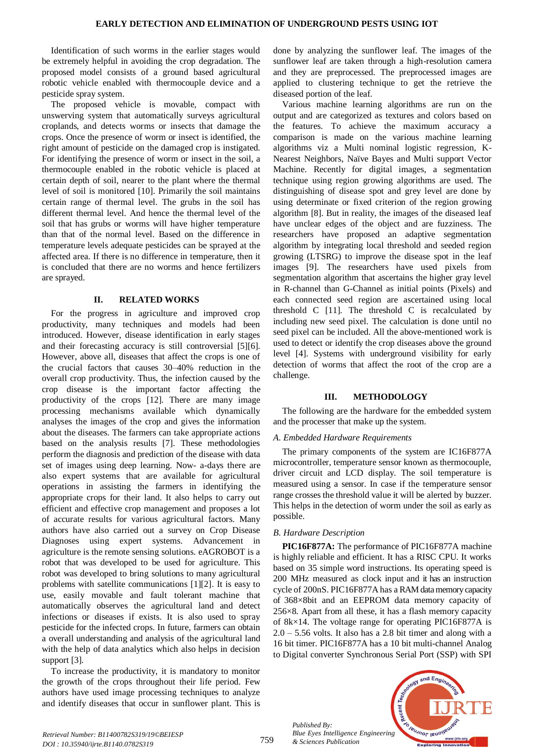Identification of such worms in the earlier stages would be extremely helpful in avoiding the crop degradation. The proposed model consists of a ground based agricultural robotic vehicle enabled with thermocouple device and a pesticide spray system.

The proposed vehicle is movable, compact with unswerving system that automatically surveys agricultural croplands, and detects worms or insects that damage the crops. Once the presence of worm or insect is identified, the right amount of pesticide on the damaged crop is instigated. For identifying the presence of worm or insect in the soil, a thermocouple enabled in the robotic vehicle is placed at certain depth of soil, nearer to the plant where the thermal level of soil is monitored [10]. Primarily the soil maintains certain range of thermal level. The grubs in the soil has different thermal level. And hence the thermal level of the soil that has grubs or worms will have higher temperature than that of the normal level. Based on the difference in temperature levels adequate pesticides can be sprayed at the affected area. If there is no difference in temperature, then it is concluded that there are no worms and hence fertilizers are sprayed.

## II. RELATED WORKS

For the progress in agriculture and improved crop productivity, many techniques and models had been introduced. However, disease identification in early stages and their forecasting accuracy is still controversial [5][6]. However, above all, diseases that affect the crops is one of the crucial factors that causes 30–40% reduction in the overall crop productivity. Thus, the infection caused by the crop disease is the important factor affecting the productivity of the crops [12]. There are many image processing mechanisms available which dynamically analyses the images of the crop and gives the information about the diseases. The farmers can take appropriate actions based on the analysis results [7]. These methodologies perform the diagnosis and prediction of the disease with data set of images using deep learning. Now- a-days there are also expert systems that are available for agricultural operations in assisting the farmers in identifying the appropriate crops for their land. It also helps to carry out efficient and effective crop management and proposes a lot of accurate results for various agricultural factors. Many authors have also carried out a survey on Crop Disease Diagnoses using expert systems. Advancement in agriculture is the remote sensing solutions. eAGROBOT is a robot that was developed to be used for agriculture. This robot was developed to bring solutions to many agricultural problems with satellite communications [1][2]. It is easy to use, easily movable and fault tolerant machine that automatically observes the agricultural land and detect infections or diseases if exists. It is also used to spray pesticide for the infected crops. In future, farmers can obtain a overall understanding and analysis of the agricultural land with the help of data analytics which also helps in decision support [3].

To increase the productivity, it is mandatory to monitor the growth of the crops throughout their life period. Few authors have used image processing techniques to analyze and identify diseases that occur in sunflower plant. This is done by analyzing the sunflower leaf. The images of the sunflower leaf are taken through a high-resolution camera and they are preprocessed. The preprocessed images are applied to clustering technique to get the retrieve the diseased portion of the leaf.

Various machine learning algorithms are run on the output and are categorized as textures and colors based on the features. To achieve the maximum accuracy a comparison is made on the various machine learning algorithms viz a Multi nominal logistic regression, K-Nearest Neighbors, Naïve Bayes and Multi support Vector Machine. Recently for digital images, a segmentation technique using region growing algorithms are used. The distinguishing of disease spot and grey level are done by using determinate or fixed criterion of the region growing algorithm [8]. But in reality, the images of the diseased leaf have unclear edges of the object and are fuzziness. The researchers have proposed an adaptive segmentation algorithm by integrating local threshold and seeded region growing (LTSRG) to improve the disease spot in the leaf images [9]. The researchers have used pixels from segmentation algorithm that ascertains the higher gray level in R-channel than G-Channel as initial points (Pixels) and each connected seed region are ascertained using local threshold C [11]. The threshold C is recalculated by including new seed pixel. The calculation is done until no seed pixel can be included. All the above-mentioned work is used to detect or identify the crop diseases above the ground level [4]. Systems with underground visibility for early detection of worms that affect the root of the crop are a challenge.

## III. METHODOLOGY

The following are the hardware for the embedded system and the processer that make up the system.

### *A. Embedded Hardware Requirements*

The primary components of the system are IC16F877A microcontroller, temperature sensor known as thermocouple, driver circuit and LCD display. The soil temperature is measured using a sensor. In case if the temperature sensor range crosses the threshold value it will be alerted by buzzer. This helps in the detection of worm under the soil as early as possible.

### *B. Hardware Description*

**PIC16F877A:** The performance of PIC16F877A machine is highly reliable and efficient. It has a RISC CPU. It works based on 35 simple word instructions. Its operating speed is 200 MHz measured as clock input and it has an instruction cycle of 200nS. PIC16F877A has a RAM data memory capacity of 368×8bit and an EEPROM data memory capacity of 256×8. Apart from all these, it has a flash memory capacity of 8k×14. The voltage range for operating PIC16F877A is 2.0 – 5.56 volts. It also has a 2.8 bit timer and along with a 16 bit timer. PIC16F877A has a 10 bit multi-channel Analog to Digital converter Synchronous Serial Port (SSP) with SPI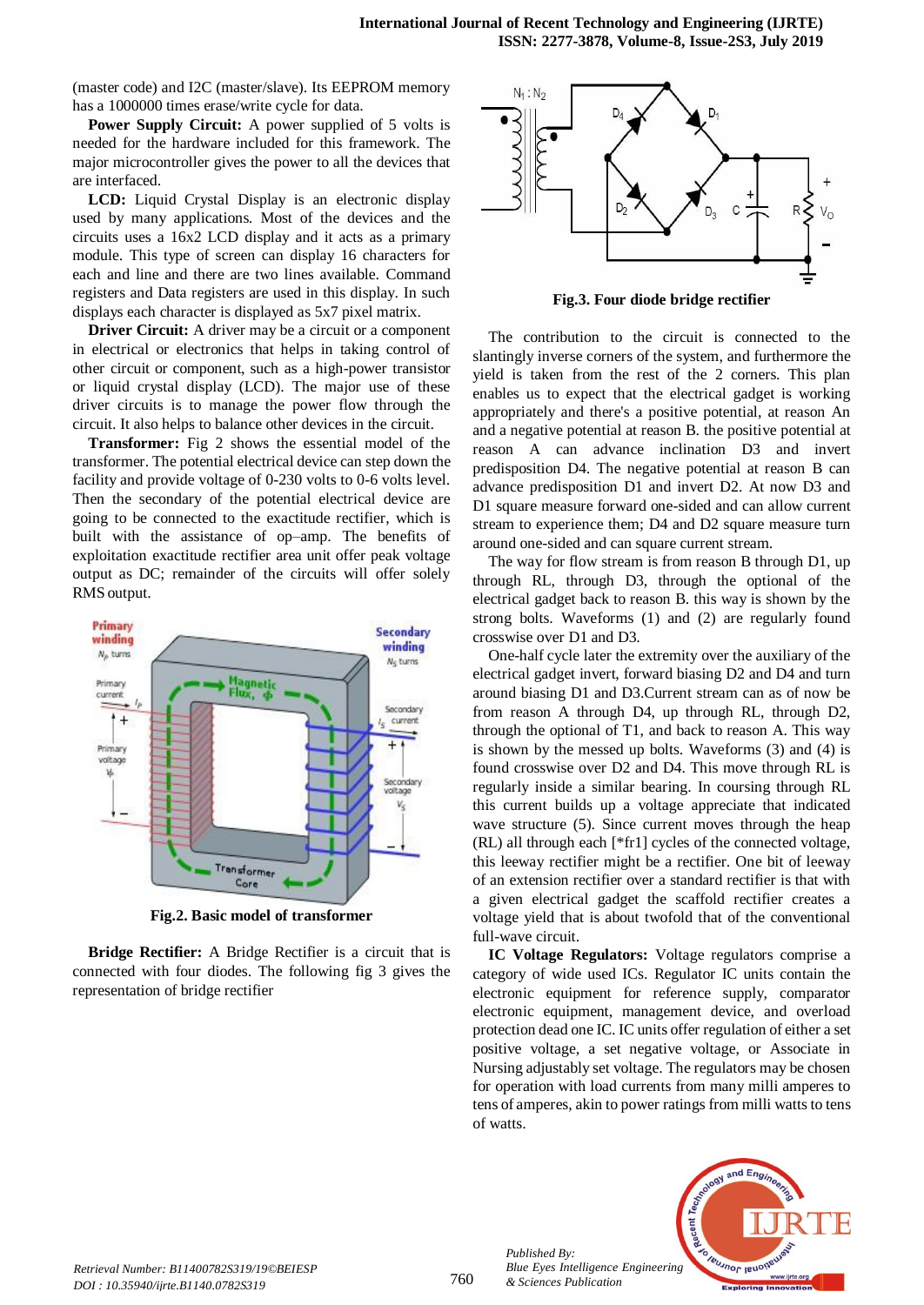(master code) and I2C (master/slave). Its EEPROM memory has a 1000000 times erase/write cycle for data.

**Power Supply Circuit:** A power supplied of 5 volts is needed for the hardware included for this framework. The major microcontroller gives the power to all the devices that are interfaced.

**LCD:** Liquid Crystal Display is an electronic display used by many applications. Most of the devices and the circuits uses a 16x2 LCD display and it acts as a primary module. This type of screen can display 16 characters for each and line and there are two lines available. Command registers and Data registers are used in this display. In such displays each character is displayed as 5x7 pixel matrix.

**Driver Circuit:** A driver may be a circuit or a component in electrical or electronics that helps in taking control of other circuit or component, such as a high-power transistor or liquid crystal display (LCD). The major use of these driver circuits is to manage the power flow through the circuit. It also helps to balance other devices in the circuit.

**Transformer:** Fig 2 shows the essential model of the transformer. The potential electrical device can step down the facility and provide voltage of 0-230 volts to 0-6 volts level. Then the secondary of the potential electrical device are going to be connected to the exactitude rectifier, which is built with the assistance of op–amp. The benefits of exploitation exactitude rectifier area unit offer peak voltage output as DC; remainder of the circuits will offer solely RMS output.

**Fig.2. Basic model of transformer**

**Bridge Rectifier:** A Bridge Rectifier is a circuit that is connected with four diodes. The following fig 3 gives the representation of bridge rectifier

**Fig.3. Four diode bridge rectifier**

The contribution to the circuit is connected to the slantingly inverse corners of the system, and furthermore the yield is taken from the rest of the 2 corners. This plan enables us to expect that the electrical gadget is working appropriately and there's a positive potential, at reason An and a negative potential at reason B. the positive potential at reason A can advance inclination D3 and invert predisposition D4. The negative potential at reason B can advance predisposition D1 and invert D2. At now D3 and D1 square measure forward one-sided and can allow current stream to experience them; D4 and D2 square measure turn around one-sided and can square current stream.

The way for flow stream is from reason B through D1, up through RL, through D3, through the optional of the electrical gadget back to reason B. this way is shown by the strong bolts. Waveforms (1) and (2) are regularly found crosswise over D1 and D3.

One-half cycle later the extremity over the auxiliary of the electrical gadget invert, forward biasing D2 and D4 and turn around biasing D1 and D3.Current stream can as of now be from reason A through D4, up through RL, through D2, through the optional of T1, and back to reason A. This way is shown by the messed up bolts. Waveforms (3) and (4) is found crosswise over D2 and D4. This move through RL is regularly inside a similar bearing. In coursing through RL this current builds up a voltage appreciate that indicated wave structure (5). Since current moves through the heap (RL) all through each [*fr1] cycles of the connected voltage, this leeway rectifier might be a rectifier. One bit of leeway of an extension rectifier over a standard rectifier is that with a given electrical gadget the scaffold rectifier creates a voltage yield that is about twofold that of the conventional full-wave circuit.

**IC Voltage Regulators:** Voltage regulators comprise a category of wide used ICs. Regulator IC units contain the electronic equipment for reference supply, comparator electronic equipment, management device, and overload protection dead one IC. IC units offer regulation of either a set positive voltage, a set negative voltage, or Associate in Nursing adjustably set voltage. The regulators may be chosen for operation with load currents from many milli amperes to tens of amperes, akin to power ratings from milli watts to tens of watts.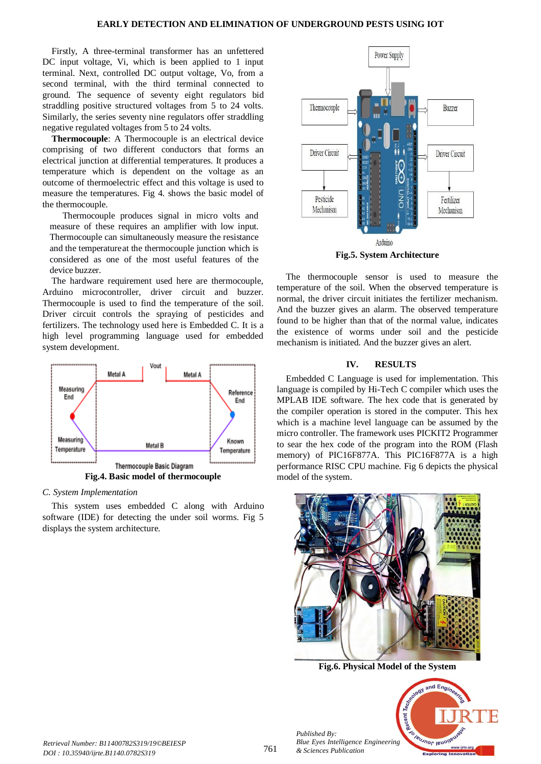Firstly, A three-terminal transformer has an unfettered DC input voltage, Vi, which is been applied to 1 input terminal. Next, controlled DC output voltage, Vo, from a second terminal, with the third terminal connected to ground. The sequence of seventy eight regulators bid straddling positive structured voltages from 5 to 24 volts. Similarly, the series seventy nine regulators offer straddling negative regulated voltages from 5 to 24 volts.

**Thermocouple**: A Thermocouple is an electrical device comprising of two different conductors that forms an electrical junction at differential temperatures. It produces a temperature which is dependent on the voltage as an outcome of thermoelectric effect and this voltage is used to measure the temperatures. Fig 4. shows the basic model of the thermocouple.

Thermocouple produces signal in micro volts and measure of these requires an amplifier with low input. Thermocouple can simultaneously measure the resistance and the temperatureat the thermocouple junction which is considered as one of the most useful features of the device buzzer.

The hardware requirement used here are thermocouple, Arduino microcontroller, driver circuit and buzzer. Thermocouple is used to find the temperature of the soil. Driver circuit controls the spraying of pesticides and fertilizers. The technology used here is Embedded C. It is a high level programming language used for embedded system development.

**Fig.4. Basic model of thermocouple**

*C. System Implementation*

This system uses embedded C along with Arduino software (IDE) for detecting the under soil worms. Fig 5 displays the system architecture.

**Fig.5. System Architecture**

The thermocouple sensor is used to measure the temperature of the soil. When the observed temperature is normal, the driver circuit initiates the fertilizer mechanism. And the buzzer gives an alarm. The observed temperature found to be higher than that of the normal value, indicates the existence of worms under soil and the pesticide mechanism is initiated. And the buzzer gives an alert.

## IV. RESULTS

Embedded C Language is used for implementation. This language is compiled by Hi-Tech C compiler which uses the MPLAB IDE software. The hex code that is generated by the compiler operation is stored in the computer. This hex which is a machine level language can be assumed by the micro controller. The framework uses PICKIT2 Programmer to sear the hex code of the program into the ROM (Flash memory) of PIC16F877A. This PIC16F877A is a high performance RISC CPU machine. Fig 6 depicts the physical model of the system.

**Fig.6. Physical Model of the System**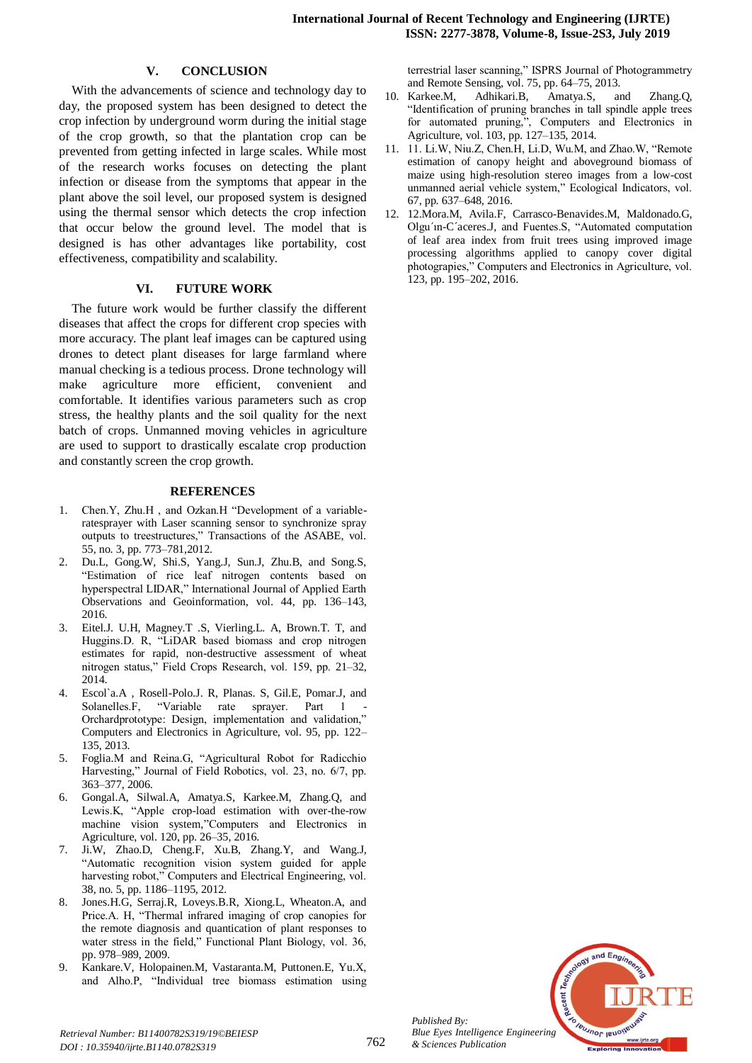## V. CONCLUSION

With the advancements of science and technology day to day, the proposed system has been designed to detect the crop infection by underground worm during the initial stage of the crop growth, so that the plantation crop can be prevented from getting infected in large scales. While most of the research works focuses on detecting the plant infection or disease from the symptoms that appear in the plant above the soil level, our proposed system is designed using the thermal sensor which detects the crop infection that occur below the ground level. The model that is designed is has other advantages like portability, cost effectiveness, compatibility and scalability.

## VI. FUTURE WORK

The future work would be further classify the different diseases that affect the crops for different crop species with more accuracy. The plant leaf images can be captured using drones to detect plant diseases for large farmland where manual checking is a tedious process. Drone technology will make agriculture more efficient, convenient and comfortable. It identifies various parameters such as crop stress, the healthy plants and the soil quality for the next batch of crops. Unmanned moving vehicles in agriculture are used to support to drastically escalate crop production and constantly screen the crop growth.

## REFERENCES

1. Chen.Y, Zhu.H , and Ozkan.H "Development of a variable-ratesprayer with Laser scanning sensor to synchronize spray outputs to treestructures," Transactions of the ASABE, vol. 55, no. 3, pp. 773–781,2012.
2. Du.L, Gong.W, Shi.S, Yang.J, Sun.J, Zhu.B, and Song.S, "Estimation of rice leaf nitrogen contents based on hyperspectral LIDAR," International Journal of Applied Earth Observations and Geoinformation, vol. 44, pp. 136–143, 2016.
3. Eitel.J. U.H, Magney.T .S, Vierling.L. A, Brown.T. T, and Huggins.D. R, "LiDAR based biomass and crop nitrogen estimates for rapid, non-destructive assessment of wheat nitrogen status," Field Crops Research, vol. 159, pp. 21–32, 2014.
4. Escol`a.A , Rosell-Polo.J. R, Planas. S, Gil.E, Pomar.J, and Solanelles.F, "Variable rate sprayer. Part 1 - Orchardprototype: Design, implementation and validation," Computers and Electronics in Agriculture, vol. 95, pp. 122–135, 2013.
5. Foglia.M and Reina.G, "Agricultural Robot for Radicchio Harvesting," Journal of Field Robotics, vol. 23, no. 6/7, pp. 363–377, 2006.
6. Gongal.A, Silwal.A, Amatya.S, Karkee.M, Zhang.Q, and Lewis.K, "Apple crop-load estimation with over-the-row machine vision system,"Computers and Electronics in Agriculture, vol. 120, pp. 26–35, 2016.
7. Ji.W, Zhao.D, Cheng.F, Xu.B, Zhang.Y, and Wang.J, "Automatic recognition vision system guided for apple harvesting robot," Computers and Electrical Engineering, vol. 38, no. 5, pp. 1186–1195, 2012.
8. Jones.H.G, Serraj.R, Loveys.B.R, Xiong.L, Wheaton.A, and Price.A. H, "Thermal infrared imaging of crop canopies for the remote diagnosis and quantication of plant responses to water stress in the field," Functional Plant Biology, vol. 36, pp. 978–989, 2009.
9. Kankare.V, Holopainen.M, Vastaranta.M, Puttonen.E, Yu.X, and Alho.P, "Individual tree biomass estimation using terrestrial laser scanning," ISPRS Journal of Photogrammetry and Remote Sensing, vol. 75, pp. 64–75, 2013.
10. Karkee.M, Adhikari.B, Amatya.S, and Zhang.Q, "Identification of pruning branches in tall spindle apple trees for automated pruning,", Computers and Electronics in Agriculture, vol. 103, pp. 127–135, 2014.
11. 11. Li.W, Niu.Z, Chen.H, Li.D, Wu.M, and Zhao.W, "Remote estimation of canopy height and aboveground biomass of maize using high-resolution stereo images from a low-cost unmanned aerial vehicle system," Ecological Indicators, vol. 67, pp. 637–648, 2016.
12. 12.Mora.M, Avila.F, Carrasco-Benavides.M, Maldonado.G, Olgu´ın-C´aceres.J, and Fuentes.S, "Automated computation of leaf area index from fruit trees using improved image processing algorithms applied to canopy cover digital photograpies," Computers and Electronics in Agriculture, vol. 123, pp. 195–202, 2016.